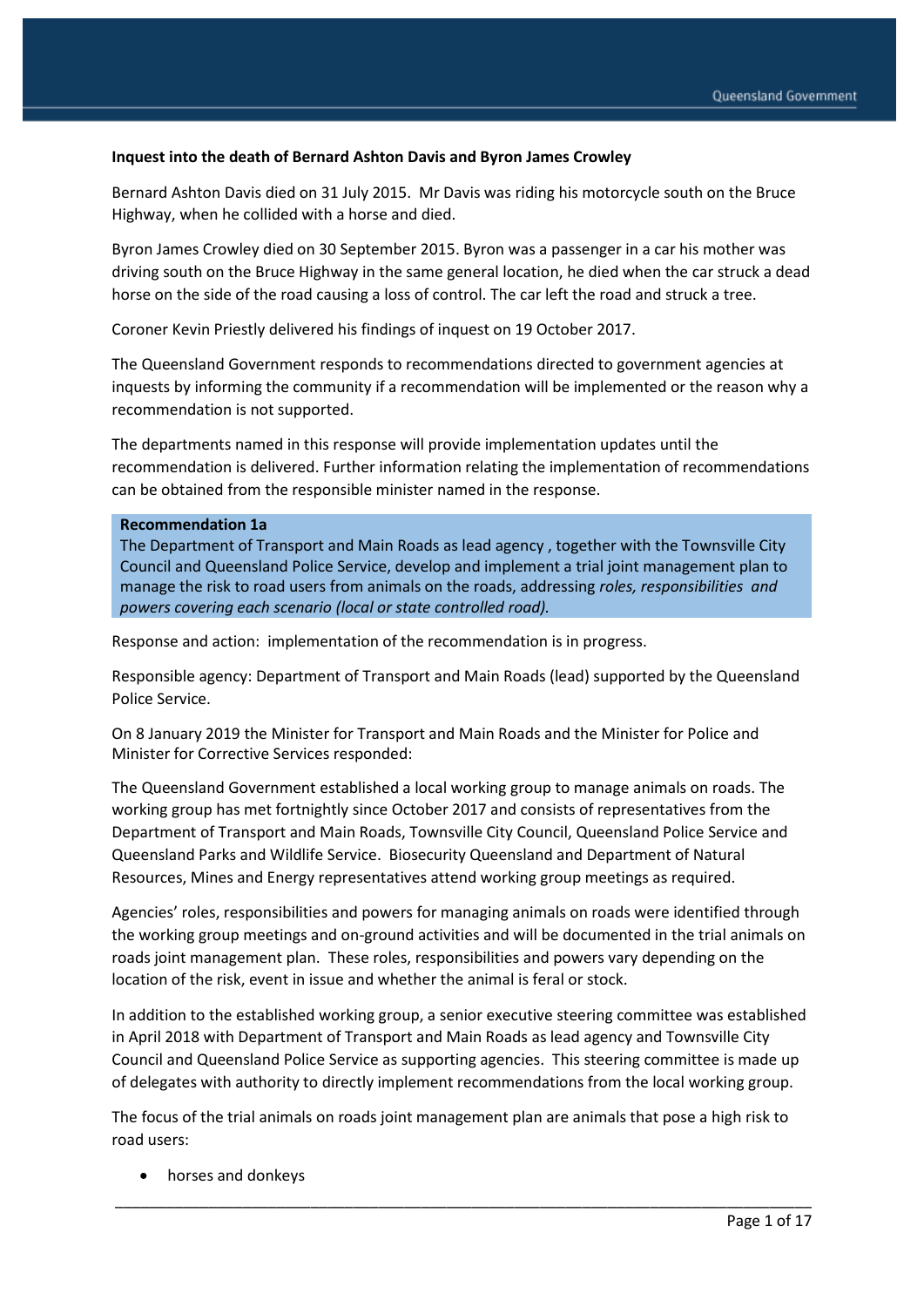**Inquest into the death of Bernard Ashton Davis and Byron James Crowley**

Bernard Ashton Davis died on 31 July 2015. Mr Davis was riding his motorcycle south on the Bruce Highway, when he collided with a horse and died.

Byron James Crowley died on 30 September 2015. Byron was a passenger in a car his mother was driving south on the Bruce Highway in the same general location, he died when the car struck a dead horse on the side of the road causing a loss of control. The car left the road and struck a tree.

Coroner Kevin Priestly delivered his findings of inquest on 19 October 2017.

The Queensland Government responds to recommendations directed to government agencies at inquests by informing the community if a recommendation will be implemented or the reason why a recommendation is not supported.

The departments named in this response will provide implementation updates until the recommendation is delivered. Further information relating the implementation of recommendations can be obtained from the responsible minister named in the response.

**Recommendation 1a**

The Department of Transport and Main Roads as lead agency , together with the Townsville City Council and Queensland Police Service, develop and implement a trial joint management plan to manage the risk to road users from animals on the roads, addressing *roles, responsibilities and powers covering each scenario (local or state controlled road).*

Response and action: implementation of the recommendation is in progress.

Responsible agency: Department of Transport and Main Roads (lead) supported by the Queensland Police Service.

On 8 January 2019 the Minister for Transport and Main Roads and the Minister for Police and Minister for Corrective Services responded:

The Queensland Government established a local working group to manage animals on roads. The working group has met fortnightly since October 2017 and consists of representatives from the Department of Transport and Main Roads, Townsville City Council, Queensland Police Service and Queensland Parks and Wildlife Service. Biosecurity Queensland and Department of Natural Resources, Mines and Energy representatives attend working group meetings as required.

Agencies' roles, responsibilities and powers for managing animals on roads were identified through the working group meetings and on-ground activities and will be documented in the trial animals on roads joint management plan. These roles, responsibilities and powers vary depending on the location of the risk, event in issue and whether the animal is feral or stock.

In addition to the established working group, a senior executive steering committee was established in April 2018 with Department of Transport and Main Roads as lead agency and Townsville City Council and Queensland Police Service as supporting agencies. This steering committee is made up of delegates with authority to directly implement recommendations from the local working group.

The focus of the trial animals on roads joint management plan are animals that pose a high risk to road users:

- horses and donkeys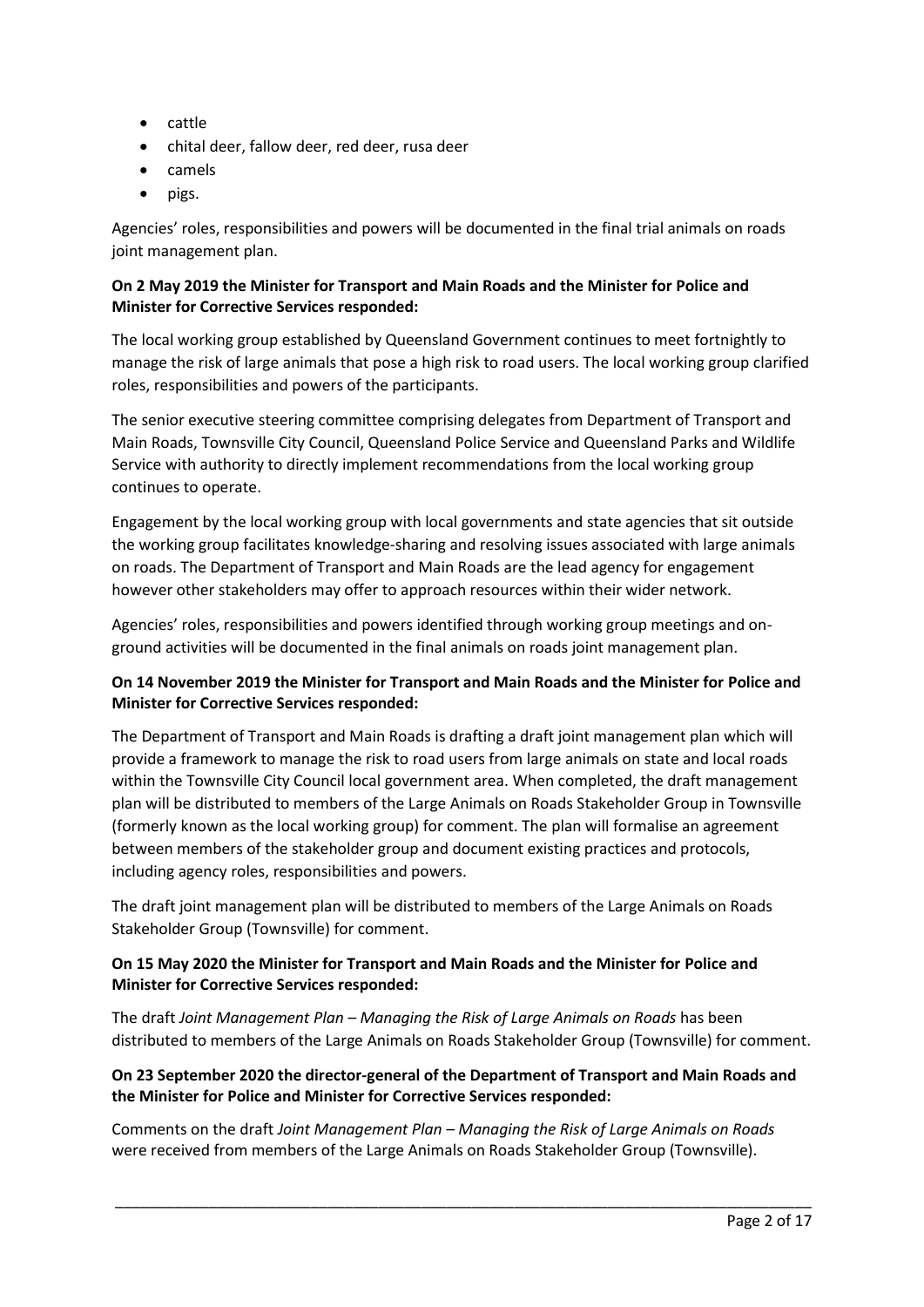- cattle
- chital deer, fallow deer, red deer, rusa deer
- camels
- pigs.

Agencies' roles, responsibilities and powers will be documented in the final trial animals on roads joint management plan.

**On 2 May 2019 the Minister for Transport and Main Roads and the Minister for Police and Minister for Corrective Services responded:**

The local working group established by Queensland Government continues to meet fortnightly to manage the risk of large animals that pose a high risk to road users. The local working group clarified roles, responsibilities and powers of the participants.

The senior executive steering committee comprising delegates from Department of Transport and Main Roads, Townsville City Council, Queensland Police Service and Queensland Parks and Wildlife Service with authority to directly implement recommendations from the local working group continues to operate.

Engagement by the local working group with local governments and state agencies that sit outside the working group facilitates knowledge-sharing and resolving issues associated with large animals on roads. The Department of Transport and Main Roads are the lead agency for engagement however other stakeholders may offer to approach resources within their wider network.

Agencies' roles, responsibilities and powers identified through working group meetings and on-ground activities will be documented in the final animals on roads joint management plan.

**On 14 November 2019 the Minister for Transport and Main Roads and the Minister for Police and Minister for Corrective Services responded:**

The Department of Transport and Main Roads is drafting a draft joint management plan which will provide a framework to manage the risk to road users from large animals on state and local roads within the Townsville City Council local government area. When completed, the draft management plan will be distributed to members of the Large Animals on Roads Stakeholder Group in Townsville (formerly known as the local working group) for comment. The plan will formalise an agreement between members of the stakeholder group and document existing practices and protocols, including agency roles, responsibilities and powers.

The draft joint management plan will be distributed to members of the Large Animals on Roads Stakeholder Group (Townsville) for comment.

**On 15 May 2020 the Minister for Transport and Main Roads and the Minister for Police and Minister for Corrective Services responded:**

The draft *Joint Management Plan – Managing the Risk of Large Animals on Roads* has been distributed to members of the Large Animals on Roads Stakeholder Group (Townsville) for comment.

**On 23 September 2020 the director-general of the Department of Transport and Main Roads and the Minister for Police and Minister for Corrective Services responded:**

Comments on the draft *Joint Management Plan – Managing the Risk of Large Animals on Roads* were received from members of the Large Animals on Roads Stakeholder Group (Townsville).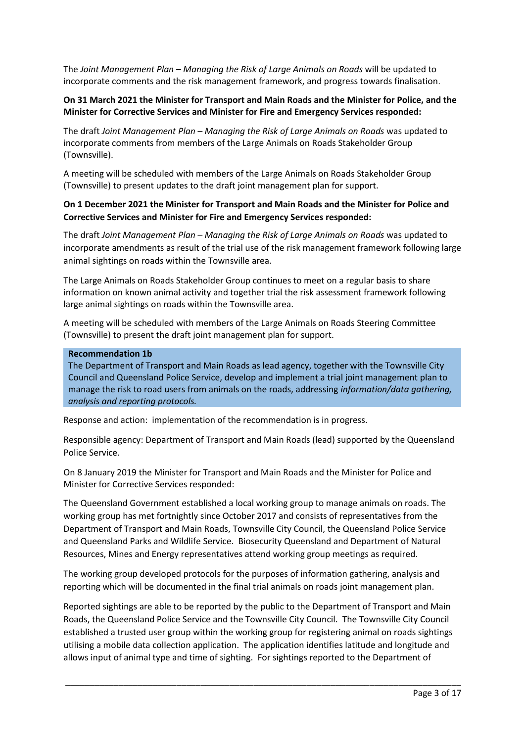The *Joint Management Plan – Managing the Risk of Large Animals on Roads* will be updated to incorporate comments and the risk management framework, and progress towards finalisation.

**On 31 March 2021 the Minister for Transport and Main Roads and the Minister for Police, and the Minister for Corrective Services and Minister for Fire and Emergency Services responded:**

The draft *Joint Management Plan – Managing the Risk of Large Animals on Roads* was updated to incorporate comments from members of the Large Animals on Roads Stakeholder Group (Townsville).

A meeting will be scheduled with members of the Large Animals on Roads Stakeholder Group (Townsville) to present updates to the draft joint management plan for support.

**On 1 December 2021 the Minister for Transport and Main Roads and the Minister for Police and Corrective Services and Minister for Fire and Emergency Services responded:**

The draft *Joint Management Plan – Managing the Risk of Large Animals on Roads* was updated to incorporate amendments as result of the trial use of the risk management framework following large animal sightings on roads within the Townsville area.

The Large Animals on Roads Stakeholder Group continues to meet on a regular basis to share information on known animal activity and together trial the risk assessment framework following large animal sightings on roads within the Townsville area.

A meeting will be scheduled with members of the Large Animals on Roads Steering Committee (Townsville) to present the draft joint management plan for support.

**Recommendation 1b**

The Department of Transport and Main Roads as lead agency, together with the Townsville City Council and Queensland Police Service, develop and implement a trial joint management plan to manage the risk to road users from animals on the roads, addressing *information/data gathering, analysis and reporting protocols.*

Response and action: implementation of the recommendation is in progress.

Responsible agency: Department of Transport and Main Roads (lead) supported by the Queensland Police Service.

On 8 January 2019 the Minister for Transport and Main Roads and the Minister for Police and Minister for Corrective Services responded:

The Queensland Government established a local working group to manage animals on roads. The working group has met fortnightly since October 2017 and consists of representatives from the Department of Transport and Main Roads, Townsville City Council, the Queensland Police Service and Queensland Parks and Wildlife Service. Biosecurity Queensland and Department of Natural Resources, Mines and Energy representatives attend working group meetings as required.

The working group developed protocols for the purposes of information gathering, analysis and reporting which will be documented in the final trial animals on roads joint management plan.

Reported sightings are able to be reported by the public to the Department of Transport and Main Roads, the Queensland Police Service and the Townsville City Council. The Townsville City Council established a trusted user group within the working group for registering animal on roads sightings utilising a mobile data collection application. The application identifies latitude and longitude and allows input of animal type and time of sighting. For sightings reported to the Department of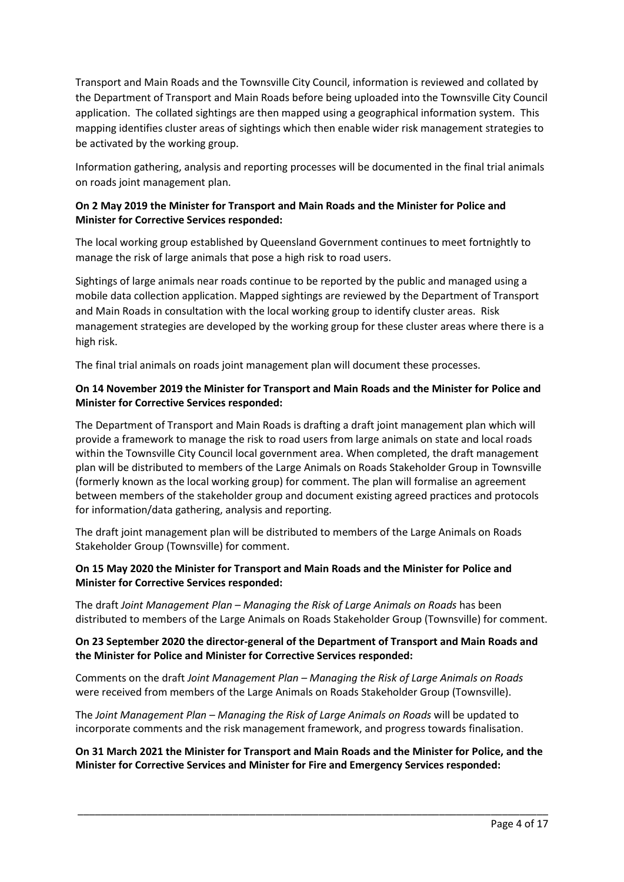Transport and Main Roads and the Townsville City Council, information is reviewed and collated by the Department of Transport and Main Roads before being uploaded into the Townsville City Council application. The collated sightings are then mapped using a geographical information system. This mapping identifies cluster areas of sightings which then enable wider risk management strategies to be activated by the working group.

Information gathering, analysis and reporting processes will be documented in the final trial animals on roads joint management plan.

**On 2 May 2019 the Minister for Transport and Main Roads and the Minister for Police and Minister for Corrective Services responded:**

The local working group established by Queensland Government continues to meet fortnightly to manage the risk of large animals that pose a high risk to road users.

Sightings of large animals near roads continue to be reported by the public and managed using a mobile data collection application. Mapped sightings are reviewed by the Department of Transport and Main Roads in consultation with the local working group to identify cluster areas. Risk management strategies are developed by the working group for these cluster areas where there is a high risk.

The final trial animals on roads joint management plan will document these processes.

**On 14 November 2019 the Minister for Transport and Main Roads and the Minister for Police and Minister for Corrective Services responded:**

The Department of Transport and Main Roads is drafting a draft joint management plan which will provide a framework to manage the risk to road users from large animals on state and local roads within the Townsville City Council local government area. When completed, the draft management plan will be distributed to members of the Large Animals on Roads Stakeholder Group in Townsville (formerly known as the local working group) for comment. The plan will formalise an agreement between members of the stakeholder group and document existing agreed practices and protocols for information/data gathering, analysis and reporting.

The draft joint management plan will be distributed to members of the Large Animals on Roads Stakeholder Group (Townsville) for comment.

**On 15 May 2020 the Minister for Transport and Main Roads and the Minister for Police and Minister for Corrective Services responded:**

The draft *Joint Management Plan – Managing the Risk of Large Animals on Roads* has been distributed to members of the Large Animals on Roads Stakeholder Group (Townsville) for comment.

**On 23 September 2020 the director-general of the Department of Transport and Main Roads and the Minister for Police and Minister for Corrective Services responded:**

Comments on the draft *Joint Management Plan – Managing the Risk of Large Animals on Roads* were received from members of the Large Animals on Roads Stakeholder Group (Townsville).

The *Joint Management Plan – Managing the Risk of Large Animals on Roads* will be updated to incorporate comments and the risk management framework, and progress towards finalisation.

**On 31 March 2021 the Minister for Transport and Main Roads and the Minister for Police, and the Minister for Corrective Services and Minister for Fire and Emergency Services responded:**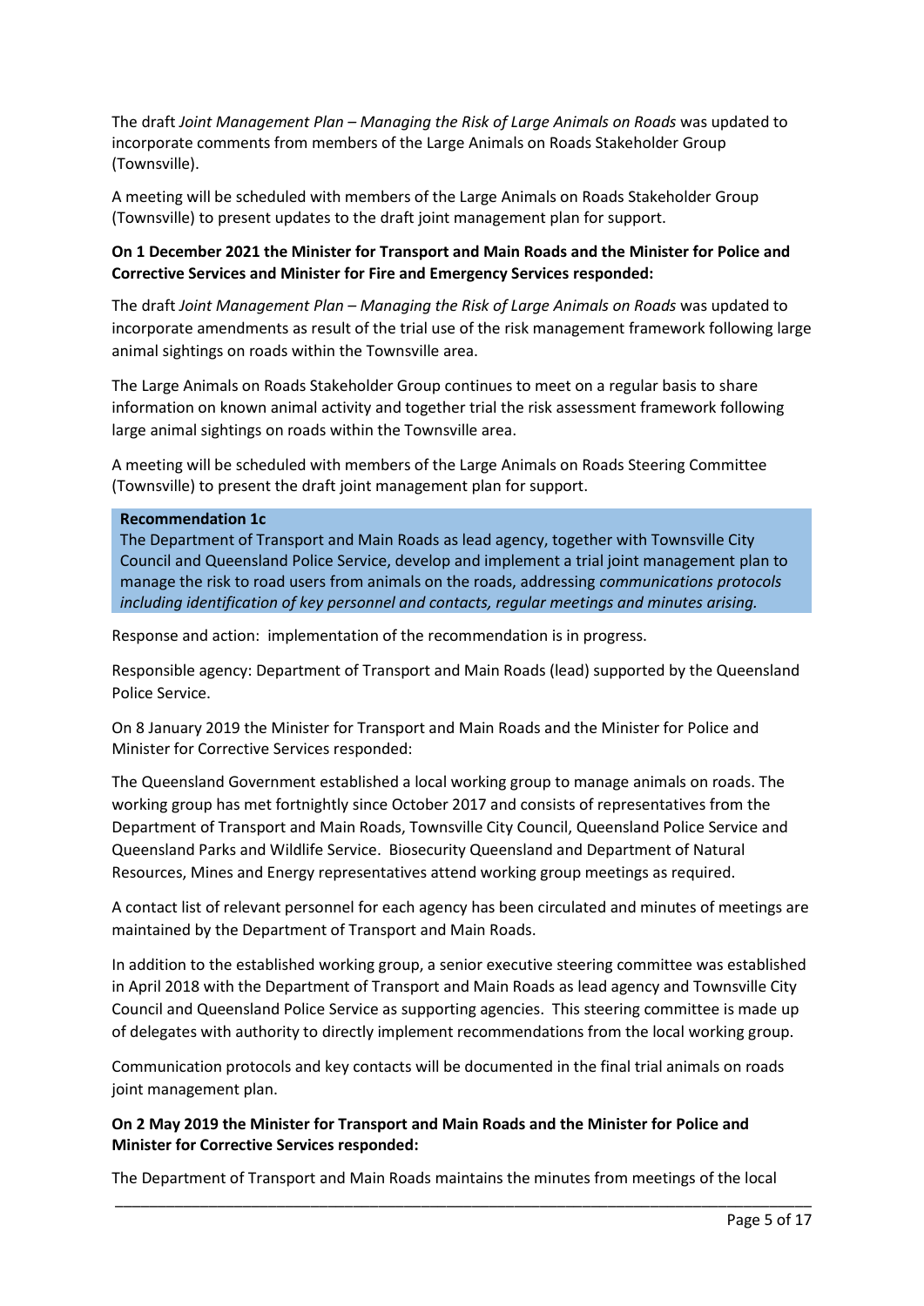The draft *Joint Management Plan – Managing the Risk of Large Animals on Roads* was updated to incorporate comments from members of the Large Animals on Roads Stakeholder Group (Townsville).

A meeting will be scheduled with members of the Large Animals on Roads Stakeholder Group (Townsville) to present updates to the draft joint management plan for support.

**On 1 December 2021 the Minister for Transport and Main Roads and the Minister for Police and Corrective Services and Minister for Fire and Emergency Services responded:**

The draft *Joint Management Plan – Managing the Risk of Large Animals on Roads* was updated to incorporate amendments as result of the trial use of the risk management framework following large animal sightings on roads within the Townsville area.

The Large Animals on Roads Stakeholder Group continues to meet on a regular basis to share information on known animal activity and together trial the risk assessment framework following large animal sightings on roads within the Townsville area.

A meeting will be scheduled with members of the Large Animals on Roads Steering Committee (Townsville) to present the draft joint management plan for support.

**Recommendation 1c**

The Department of Transport and Main Roads as lead agency, together with Townsville City Council and Queensland Police Service, develop and implement a trial joint management plan to manage the risk to road users from animals on the roads, addressing *communications protocols including identification of key personnel and contacts, regular meetings and minutes arising.*

Response and action: implementation of the recommendation is in progress.

Responsible agency: Department of Transport and Main Roads (lead) supported by the Queensland Police Service.

On 8 January 2019 the Minister for Transport and Main Roads and the Minister for Police and Minister for Corrective Services responded:

The Queensland Government established a local working group to manage animals on roads. The working group has met fortnightly since October 2017 and consists of representatives from the Department of Transport and Main Roads, Townsville City Council, Queensland Police Service and Queensland Parks and Wildlife Service. Biosecurity Queensland and Department of Natural Resources, Mines and Energy representatives attend working group meetings as required.

A contact list of relevant personnel for each agency has been circulated and minutes of meetings are maintained by the Department of Transport and Main Roads.

In addition to the established working group, a senior executive steering committee was established in April 2018 with the Department of Transport and Main Roads as lead agency and Townsville City Council and Queensland Police Service as supporting agencies. This steering committee is made up of delegates with authority to directly implement recommendations from the local working group.

Communication protocols and key contacts will be documented in the final trial animals on roads joint management plan.

**On 2 May 2019 the Minister for Transport and Main Roads and the Minister for Police and Minister for Corrective Services responded:**

The Department of Transport and Main Roads maintains the minutes from meetings of the local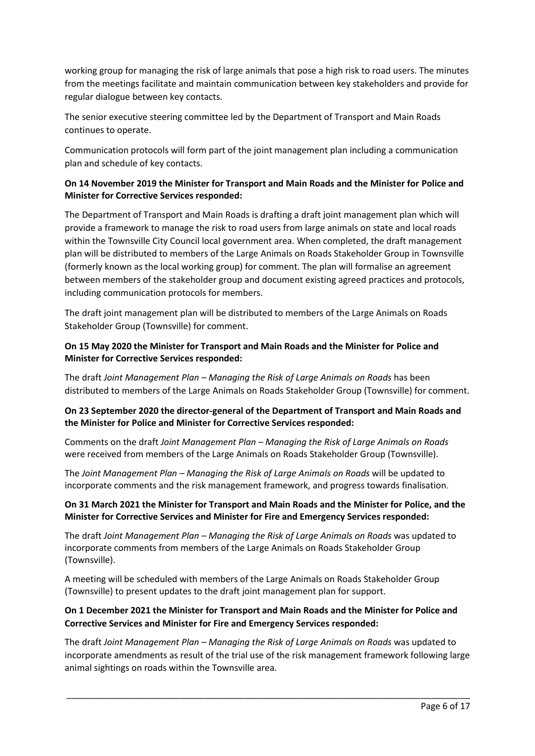working group for managing the risk of large animals that pose a high risk to road users. The minutes from the meetings facilitate and maintain communication between key stakeholders and provide for regular dialogue between key contacts.

The senior executive steering committee led by the Department of Transport and Main Roads continues to operate.

Communication protocols will form part of the joint management plan including a communication plan and schedule of key contacts.

**On 14 November 2019 the Minister for Transport and Main Roads and the Minister for Police and Minister for Corrective Services responded:**

The Department of Transport and Main Roads is drafting a draft joint management plan which will provide a framework to manage the risk to road users from large animals on state and local roads within the Townsville City Council local government area. When completed, the draft management plan will be distributed to members of the Large Animals on Roads Stakeholder Group in Townsville (formerly known as the local working group) for comment. The plan will formalise an agreement between members of the stakeholder group and document existing agreed practices and protocols, including communication protocols for members.

The draft joint management plan will be distributed to members of the Large Animals on Roads Stakeholder Group (Townsville) for comment.

**On 15 May 2020 the Minister for Transport and Main Roads and the Minister for Police and Minister for Corrective Services responded:**

The draft *Joint Management Plan – Managing the Risk of Large Animals on Roads* has been distributed to members of the Large Animals on Roads Stakeholder Group (Townsville) for comment.

**On 23 September 2020 the director-general of the Department of Transport and Main Roads and the Minister for Police and Minister for Corrective Services responded:**

Comments on the draft *Joint Management Plan – Managing the Risk of Large Animals on Roads* were received from members of the Large Animals on Roads Stakeholder Group (Townsville).

The *Joint Management Plan – Managing the Risk of Large Animals on Roads* will be updated to incorporate comments and the risk management framework, and progress towards finalisation.

**On 31 March 2021 the Minister for Transport and Main Roads and the Minister for Police, and the Minister for Corrective Services and Minister for Fire and Emergency Services responded:**

The draft *Joint Management Plan – Managing the Risk of Large Animals on Roads* was updated to incorporate comments from members of the Large Animals on Roads Stakeholder Group (Townsville).

A meeting will be scheduled with members of the Large Animals on Roads Stakeholder Group (Townsville) to present updates to the draft joint management plan for support.

**On 1 December 2021 the Minister for Transport and Main Roads and the Minister for Police and Corrective Services and Minister for Fire and Emergency Services responded:**

The draft *Joint Management Plan – Managing the Risk of Large Animals on Roads* was updated to incorporate amendments as result of the trial use of the risk management framework following large animal sightings on roads within the Townsville area.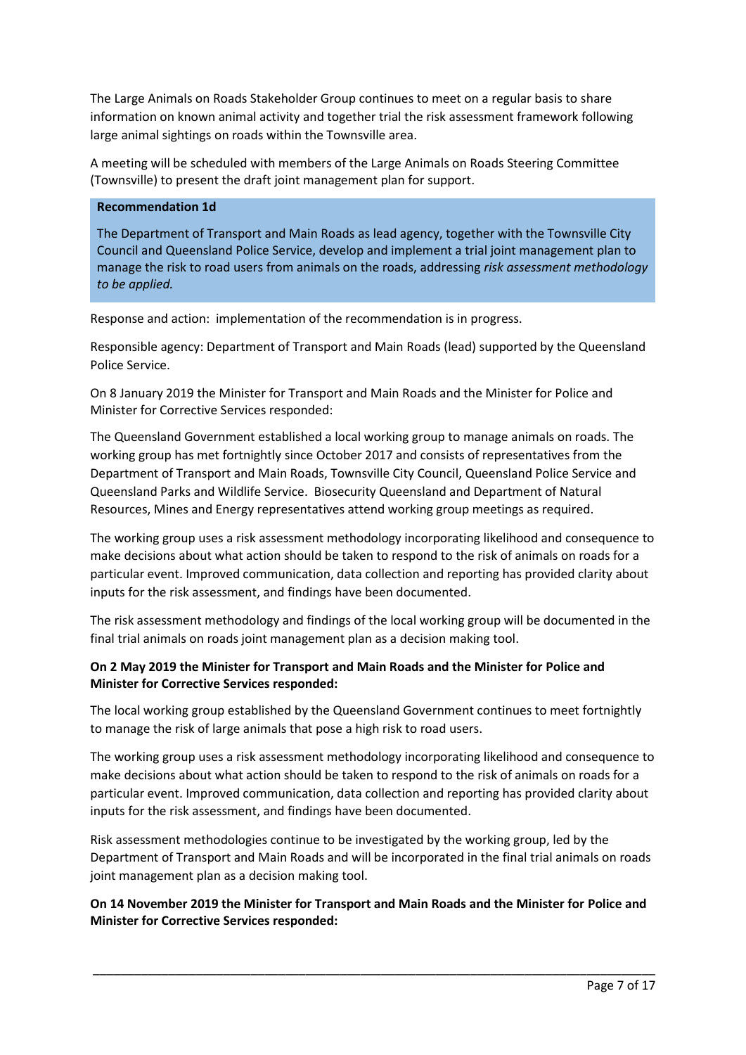The Large Animals on Roads Stakeholder Group continues to meet on a regular basis to share information on known animal activity and together trial the risk assessment framework following large animal sightings on roads within the Townsville area.

A meeting will be scheduled with members of the Large Animals on Roads Steering Committee (Townsville) to present the draft joint management plan for support.

**Recommendation 1d**

The Department of Transport and Main Roads as lead agency, together with the Townsville City Council and Queensland Police Service, develop and implement a trial joint management plan to manage the risk to road users from animals on the roads, addressing *risk assessment methodology to be applied.*

Response and action: implementation of the recommendation is in progress.

Responsible agency: Department of Transport and Main Roads (lead) supported by the Queensland Police Service.

On 8 January 2019 the Minister for Transport and Main Roads and the Minister for Police and Minister for Corrective Services responded:

The Queensland Government established a local working group to manage animals on roads. The working group has met fortnightly since October 2017 and consists of representatives from the Department of Transport and Main Roads, Townsville City Council, Queensland Police Service and Queensland Parks and Wildlife Service. Biosecurity Queensland and Department of Natural Resources, Mines and Energy representatives attend working group meetings as required.

The working group uses a risk assessment methodology incorporating likelihood and consequence to make decisions about what action should be taken to respond to the risk of animals on roads for a particular event. Improved communication, data collection and reporting has provided clarity about inputs for the risk assessment, and findings have been documented.

The risk assessment methodology and findings of the local working group will be documented in the final trial animals on roads joint management plan as a decision making tool.

**On 2 May 2019 the Minister for Transport and Main Roads and the Minister for Police and Minister for Corrective Services responded:**

The local working group established by the Queensland Government continues to meet fortnightly to manage the risk of large animals that pose a high risk to road users.

The working group uses a risk assessment methodology incorporating likelihood and consequence to make decisions about what action should be taken to respond to the risk of animals on roads for a particular event. Improved communication, data collection and reporting has provided clarity about inputs for the risk assessment, and findings have been documented.

Risk assessment methodologies continue to be investigated by the working group, led by the Department of Transport and Main Roads and will be incorporated in the final trial animals on roads joint management plan as a decision making tool.

**On 14 November 2019 the Minister for Transport and Main Roads and the Minister for Police and Minister for Corrective Services responded:**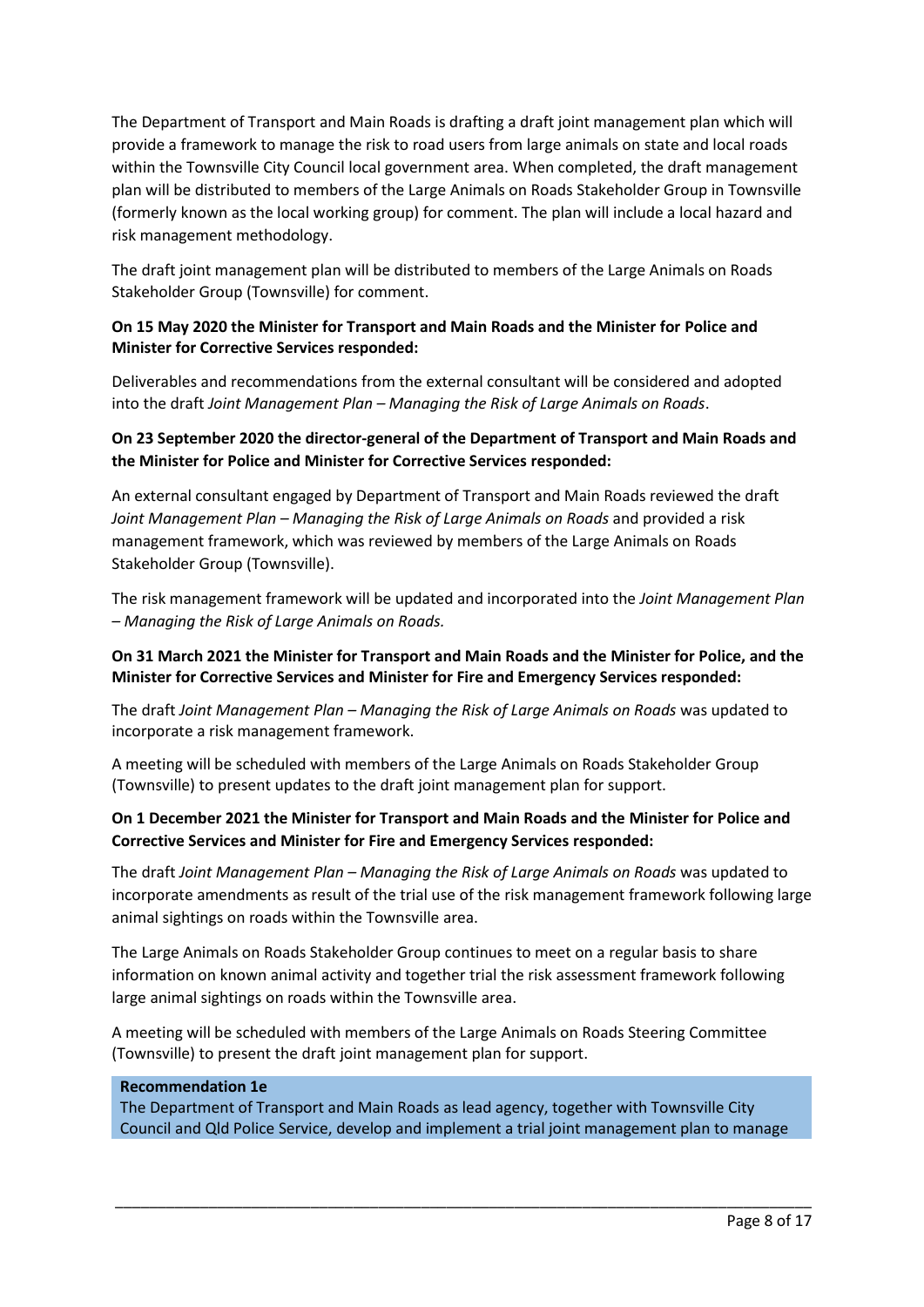The Department of Transport and Main Roads is drafting a draft joint management plan which will provide a framework to manage the risk to road users from large animals on state and local roads within the Townsville City Council local government area. When completed, the draft management plan will be distributed to members of the Large Animals on Roads Stakeholder Group in Townsville (formerly known as the local working group) for comment. The plan will include a local hazard and risk management methodology.

The draft joint management plan will be distributed to members of the Large Animals on Roads Stakeholder Group (Townsville) for comment.

**On 15 May 2020 the Minister for Transport and Main Roads and the Minister for Police and Minister for Corrective Services responded:**

Deliverables and recommendations from the external consultant will be considered and adopted into the draft *Joint Management Plan – Managing the Risk of Large Animals on Roads*.

**On 23 September 2020 the director-general of the Department of Transport and Main Roads and the Minister for Police and Minister for Corrective Services responded:**

An external consultant engaged by Department of Transport and Main Roads reviewed the draft *Joint Management Plan – Managing the Risk of Large Animals on Roads* and provided a risk management framework, which was reviewed by members of the Large Animals on Roads Stakeholder Group (Townsville).

The risk management framework will be updated and incorporated into the *Joint Management Plan – Managing the Risk of Large Animals on Roads.*

**On 31 March 2021 the Minister for Transport and Main Roads and the Minister for Police, and the Minister for Corrective Services and Minister for Fire and Emergency Services responded:**

The draft *Joint Management Plan – Managing the Risk of Large Animals on Roads* was updated to incorporate a risk management framework.

A meeting will be scheduled with members of the Large Animals on Roads Stakeholder Group (Townsville) to present updates to the draft joint management plan for support.

**On 1 December 2021 the Minister for Transport and Main Roads and the Minister for Police and Corrective Services and Minister for Fire and Emergency Services responded:**

The draft *Joint Management Plan – Managing the Risk of Large Animals on Roads* was updated to incorporate amendments as result of the trial use of the risk management framework following large animal sightings on roads within the Townsville area.

The Large Animals on Roads Stakeholder Group continues to meet on a regular basis to share information on known animal activity and together trial the risk assessment framework following large animal sightings on roads within the Townsville area.

A meeting will be scheduled with members of the Large Animals on Roads Steering Committee (Townsville) to present the draft joint management plan for support.

**Recommendation 1e**

The Department of Transport and Main Roads as lead agency, together with Townsville City Council and Qld Police Service, develop and implement a trial joint management plan to manage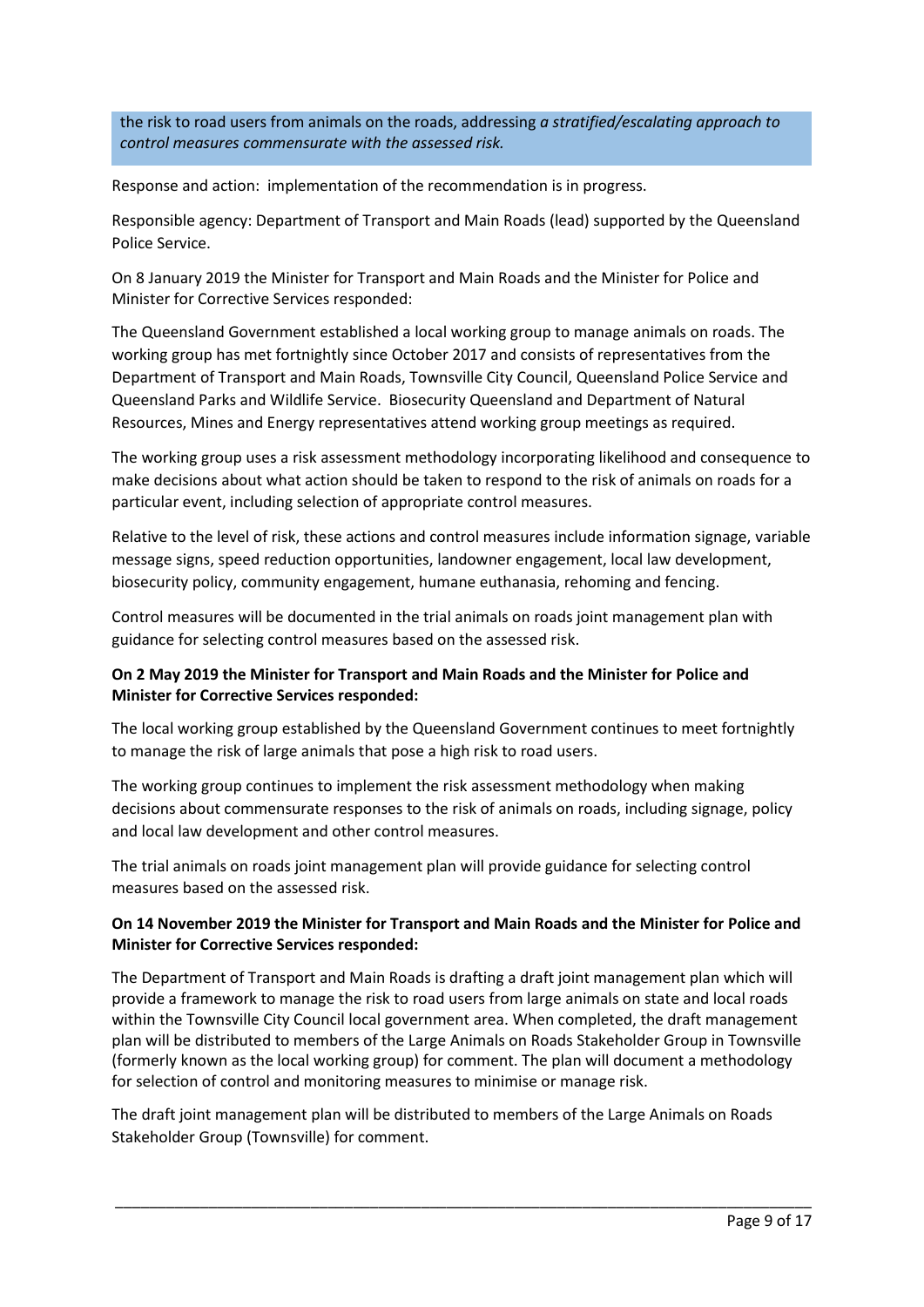the risk to road users from animals on the roads, addressing *a stratified/escalating approach to control measures commensurate with the assessed risk.*

Response and action: implementation of the recommendation is in progress.

Responsible agency: Department of Transport and Main Roads (lead) supported by the Queensland Police Service.

On 8 January 2019 the Minister for Transport and Main Roads and the Minister for Police and Minister for Corrective Services responded:

The Queensland Government established a local working group to manage animals on roads. The working group has met fortnightly since October 2017 and consists of representatives from the Department of Transport and Main Roads, Townsville City Council, Queensland Police Service and Queensland Parks and Wildlife Service. Biosecurity Queensland and Department of Natural Resources, Mines and Energy representatives attend working group meetings as required.

The working group uses a risk assessment methodology incorporating likelihood and consequence to make decisions about what action should be taken to respond to the risk of animals on roads for a particular event, including selection of appropriate control measures.

Relative to the level of risk, these actions and control measures include information signage, variable message signs, speed reduction opportunities, landowner engagement, local law development, biosecurity policy, community engagement, humane euthanasia, rehoming and fencing.

Control measures will be documented in the trial animals on roads joint management plan with guidance for selecting control measures based on the assessed risk.

**On 2 May 2019 the Minister for Transport and Main Roads and the Minister for Police and Minister for Corrective Services responded:**

The local working group established by the Queensland Government continues to meet fortnightly to manage the risk of large animals that pose a high risk to road users.

The working group continues to implement the risk assessment methodology when making decisions about commensurate responses to the risk of animals on roads, including signage, policy and local law development and other control measures.

The trial animals on roads joint management plan will provide guidance for selecting control measures based on the assessed risk.

**On 14 November 2019 the Minister for Transport and Main Roads and the Minister for Police and Minister for Corrective Services responded:**

The Department of Transport and Main Roads is drafting a draft joint management plan which will provide a framework to manage the risk to road users from large animals on state and local roads within the Townsville City Council local government area. When completed, the draft management plan will be distributed to members of the Large Animals on Roads Stakeholder Group in Townsville (formerly known as the local working group) for comment. The plan will document a methodology for selection of control and monitoring measures to minimise or manage risk.

The draft joint management plan will be distributed to members of the Large Animals on Roads Stakeholder Group (Townsville) for comment.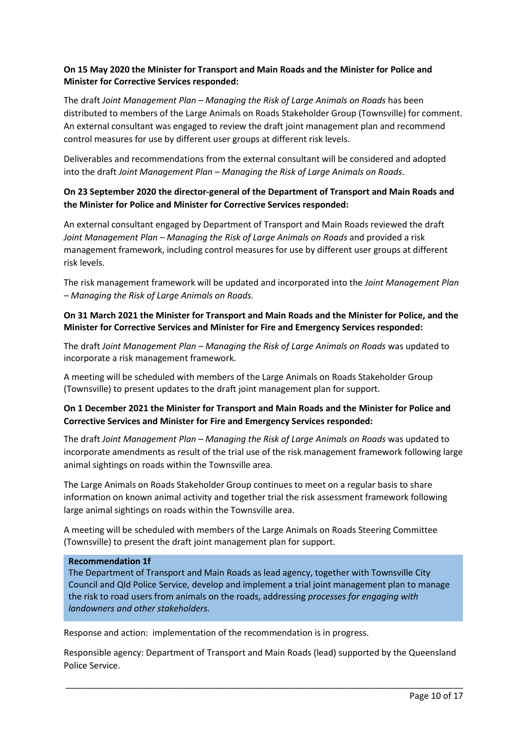**On 15 May 2020 the Minister for Transport and Main Roads and the Minister for Police and Minister for Corrective Services responded:**

The draft *Joint Management Plan – Managing the Risk of Large Animals on Roads* has been distributed to members of the Large Animals on Roads Stakeholder Group (Townsville) for comment. An external consultant was engaged to review the draft joint management plan and recommend control measures for use by different user groups at different risk levels.

Deliverables and recommendations from the external consultant will be considered and adopted into the draft *Joint Management Plan – Managing the Risk of Large Animals on Roads*.

**On 23 September 2020 the director-general of the Department of Transport and Main Roads and the Minister for Police and Minister for Corrective Services responded:**

An external consultant engaged by Department of Transport and Main Roads reviewed the draft *Joint Management Plan – Managing the Risk of Large Animals on Roads* and provided a risk management framework, including control measures for use by different user groups at different risk levels.

The risk management framework will be updated and incorporated into the *Joint Management Plan – Managing the Risk of Large Animals on Roads.*

**On 31 March 2021 the Minister for Transport and Main Roads and the Minister for Police, and the Minister for Corrective Services and Minister for Fire and Emergency Services responded:**

The draft *Joint Management Plan – Managing the Risk of Large Animals on Roads* was updated to incorporate a risk management framework.

A meeting will be scheduled with members of the Large Animals on Roads Stakeholder Group (Townsville) to present updates to the draft joint management plan for support.

**On 1 December 2021 the Minister for Transport and Main Roads and the Minister for Police and Corrective Services and Minister for Fire and Emergency Services responded:**

The draft *Joint Management Plan – Managing the Risk of Large Animals on Roads* was updated to incorporate amendments as result of the trial use of the risk management framework following large animal sightings on roads within the Townsville area.

The Large Animals on Roads Stakeholder Group continues to meet on a regular basis to share information on known animal activity and together trial the risk assessment framework following large animal sightings on roads within the Townsville area.

A meeting will be scheduled with members of the Large Animals on Roads Steering Committee (Townsville) to present the draft joint management plan for support.

**Recommendation 1f**
The Department of Transport and Main Roads as lead agency, together with Townsville City Council and Qld Police Service, develop and implement a trial joint management plan to manage the risk to road users from animals on the roads, addressing *processes for engaging with landowners and other stakeholders.*

Response and action: implementation of the recommendation is in progress.

Responsible agency: Department of Transport and Main Roads (lead) supported by the Queensland Police Service.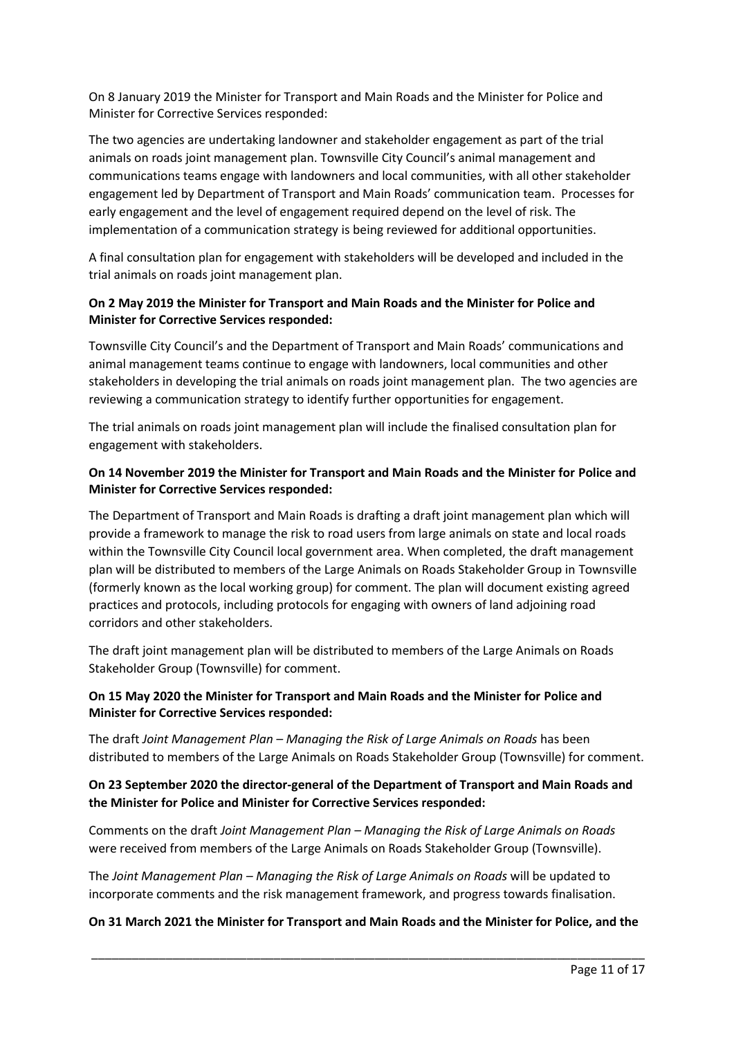On 8 January 2019 the Minister for Transport and Main Roads and the Minister for Police and Minister for Corrective Services responded:

The two agencies are undertaking landowner and stakeholder engagement as part of the trial animals on roads joint management plan. Townsville City Council's animal management and communications teams engage with landowners and local communities, with all other stakeholder engagement led by Department of Transport and Main Roads' communication team. Processes for early engagement and the level of engagement required depend on the level of risk. The implementation of a communication strategy is being reviewed for additional opportunities.

A final consultation plan for engagement with stakeholders will be developed and included in the trial animals on roads joint management plan.

**On 2 May 2019 the Minister for Transport and Main Roads and the Minister for Police and Minister for Corrective Services responded:**

Townsville City Council's and the Department of Transport and Main Roads' communications and animal management teams continue to engage with landowners, local communities and other stakeholders in developing the trial animals on roads joint management plan. The two agencies are reviewing a communication strategy to identify further opportunities for engagement.

The trial animals on roads joint management plan will include the finalised consultation plan for engagement with stakeholders.

**On 14 November 2019 the Minister for Transport and Main Roads and the Minister for Police and Minister for Corrective Services responded:**

The Department of Transport and Main Roads is drafting a draft joint management plan which will provide a framework to manage the risk to road users from large animals on state and local roads within the Townsville City Council local government area. When completed, the draft management plan will be distributed to members of the Large Animals on Roads Stakeholder Group in Townsville (formerly known as the local working group) for comment. The plan will document existing agreed practices and protocols, including protocols for engaging with owners of land adjoining road corridors and other stakeholders.

The draft joint management plan will be distributed to members of the Large Animals on Roads Stakeholder Group (Townsville) for comment.

**On 15 May 2020 the Minister for Transport and Main Roads and the Minister for Police and Minister for Corrective Services responded:**

The draft *Joint Management Plan – Managing the Risk of Large Animals on Roads* has been distributed to members of the Large Animals on Roads Stakeholder Group (Townsville) for comment.

**On 23 September 2020 the director-general of the Department of Transport and Main Roads and the Minister for Police and Minister for Corrective Services responded:**

Comments on the draft *Joint Management Plan – Managing the Risk of Large Animals on Roads* were received from members of the Large Animals on Roads Stakeholder Group (Townsville).

The *Joint Management Plan – Managing the Risk of Large Animals on Roads* will be updated to incorporate comments and the risk management framework, and progress towards finalisation.

**On 31 March 2021 the Minister for Transport and Main Roads and the Minister for Police, and the**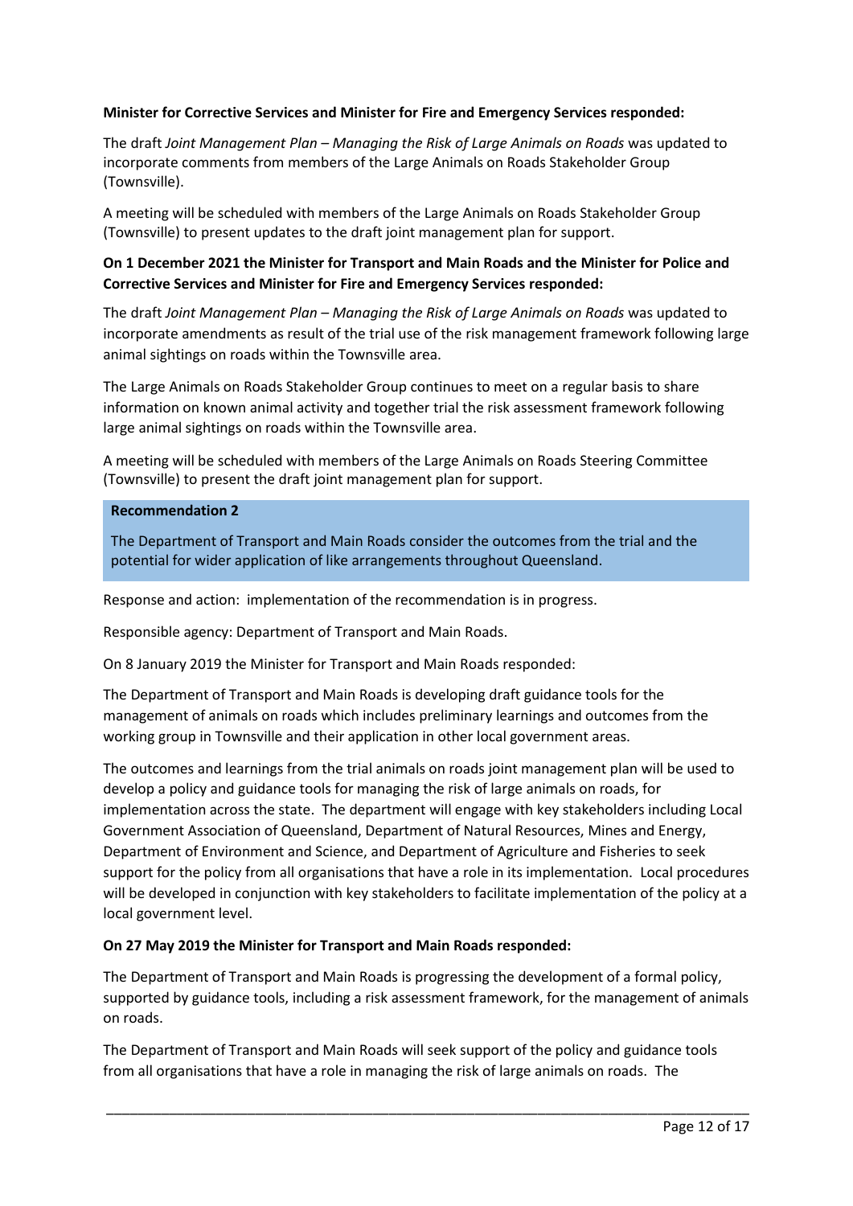**Minister for Corrective Services and Minister for Fire and Emergency Services responded:**

The draft *Joint Management Plan – Managing the Risk of Large Animals on Roads* was updated to incorporate comments from members of the Large Animals on Roads Stakeholder Group (Townsville).

A meeting will be scheduled with members of the Large Animals on Roads Stakeholder Group (Townsville) to present updates to the draft joint management plan for support.

**On 1 December 2021 the Minister for Transport and Main Roads and the Minister for Police and Corrective Services and Minister for Fire and Emergency Services responded:**

The draft *Joint Management Plan – Managing the Risk of Large Animals on Roads* was updated to incorporate amendments as result of the trial use of the risk management framework following large animal sightings on roads within the Townsville area.

The Large Animals on Roads Stakeholder Group continues to meet on a regular basis to share information on known animal activity and together trial the risk assessment framework following large animal sightings on roads within the Townsville area.

A meeting will be scheduled with members of the Large Animals on Roads Steering Committee (Townsville) to present the draft joint management plan for support.

**Recommendation 2**

The Department of Transport and Main Roads consider the outcomes from the trial and the potential for wider application of like arrangements throughout Queensland.

Response and action: implementation of the recommendation is in progress.

Responsible agency: Department of Transport and Main Roads.

On 8 January 2019 the Minister for Transport and Main Roads responded:

The Department of Transport and Main Roads is developing draft guidance tools for the management of animals on roads which includes preliminary learnings and outcomes from the working group in Townsville and their application in other local government areas.

The outcomes and learnings from the trial animals on roads joint management plan will be used to develop a policy and guidance tools for managing the risk of large animals on roads, for implementation across the state. The department will engage with key stakeholders including Local Government Association of Queensland, Department of Natural Resources, Mines and Energy, Department of Environment and Science, and Department of Agriculture and Fisheries to seek support for the policy from all organisations that have a role in its implementation. Local procedures will be developed in conjunction with key stakeholders to facilitate implementation of the policy at a local government level.

**On 27 May 2019 the Minister for Transport and Main Roads responded:**

The Department of Transport and Main Roads is progressing the development of a formal policy, supported by guidance tools, including a risk assessment framework, for the management of animals on roads.

The Department of Transport and Main Roads will seek support of the policy and guidance tools from all organisations that have a role in managing the risk of large animals on roads. The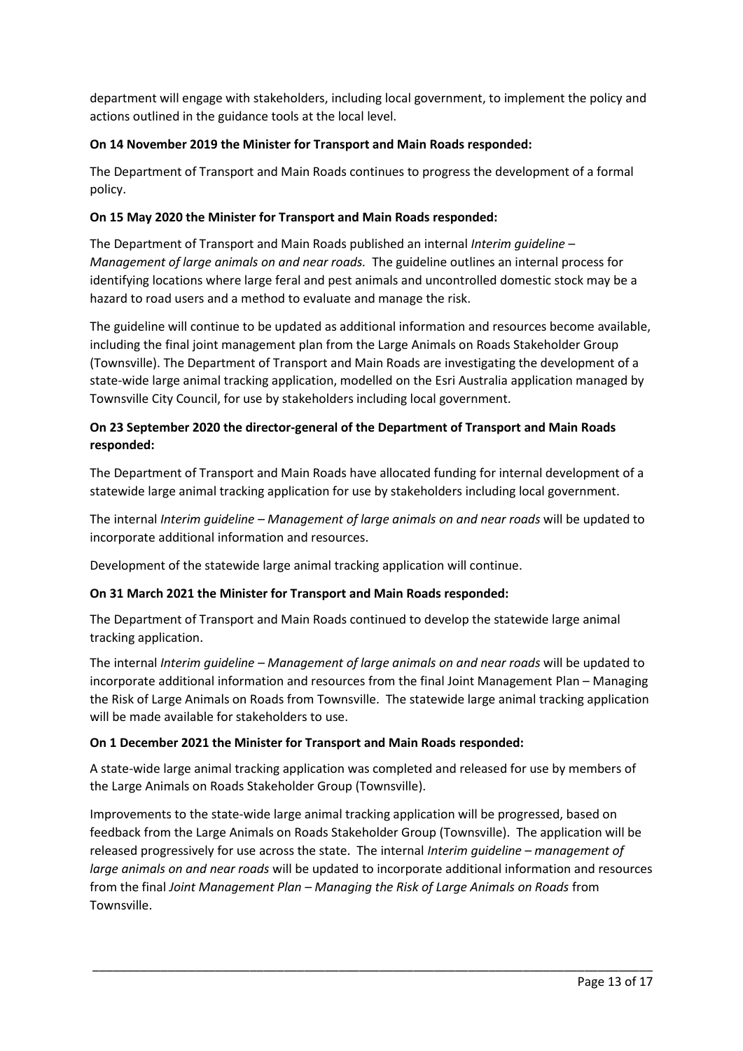department will engage with stakeholders, including local government, to implement the policy and actions outlined in the guidance tools at the local level.

**On 14 November 2019 the Minister for Transport and Main Roads responded:**

The Department of Transport and Main Roads continues to progress the development of a formal policy.

**On 15 May 2020 the Minister for Transport and Main Roads responded:**

The Department of Transport and Main Roads published an internal *Interim guideline – Management of large animals on and near roads.* The guideline outlines an internal process for identifying locations where large feral and pest animals and uncontrolled domestic stock may be a hazard to road users and a method to evaluate and manage the risk.

The guideline will continue to be updated as additional information and resources become available, including the final joint management plan from the Large Animals on Roads Stakeholder Group (Townsville). The Department of Transport and Main Roads are investigating the development of a state-wide large animal tracking application, modelled on the Esri Australia application managed by Townsville City Council, for use by stakeholders including local government.

**On 23 September 2020 the director-general of the Department of Transport and Main Roads responded:**

The Department of Transport and Main Roads have allocated funding for internal development of a statewide large animal tracking application for use by stakeholders including local government.

The internal *Interim guideline – Management of large animals on and near roads* will be updated to incorporate additional information and resources.

Development of the statewide large animal tracking application will continue.

**On 31 March 2021 the Minister for Transport and Main Roads responded:**

The Department of Transport and Main Roads continued to develop the statewide large animal tracking application.

The internal *Interim guideline – Management of large animals on and near roads* will be updated to incorporate additional information and resources from the final Joint Management Plan – Managing the Risk of Large Animals on Roads from Townsville. The statewide large animal tracking application will be made available for stakeholders to use.

**On 1 December 2021 the Minister for Transport and Main Roads responded:**

A state-wide large animal tracking application was completed and released for use by members of the Large Animals on Roads Stakeholder Group (Townsville).

Improvements to the state-wide large animal tracking application will be progressed, based on feedback from the Large Animals on Roads Stakeholder Group (Townsville). The application will be released progressively for use across the state. The internal *Interim guideline – management of large animals on and near roads* will be updated to incorporate additional information and resources from the final *Joint Management Plan – Managing the Risk of Large Animals on Roads* from Townsville.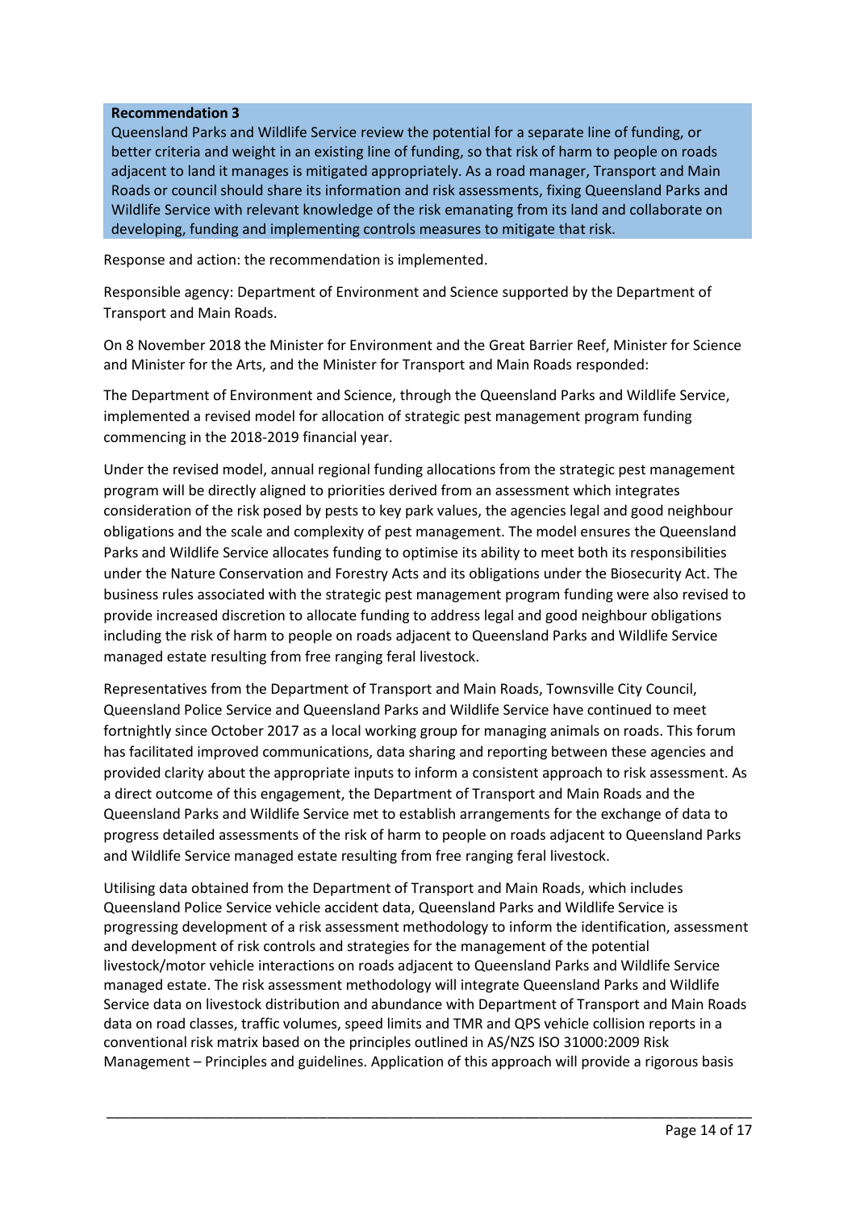**Recommendation 3**

Queensland Parks and Wildlife Service review the potential for a separate line of funding, or better criteria and weight in an existing line of funding, so that risk of harm to people on roads adjacent to land it manages is mitigated appropriately. As a road manager, Transport and Main Roads or council should share its information and risk assessments, fixing Queensland Parks and Wildlife Service with relevant knowledge of the risk emanating from its land and collaborate on developing, funding and implementing controls measures to mitigate that risk.

Response and action: the recommendation is implemented.

Responsible agency: Department of Environment and Science supported by the Department of Transport and Main Roads.

On 8 November 2018 the Minister for Environment and the Great Barrier Reef, Minister for Science and Minister for the Arts, and the Minister for Transport and Main Roads responded:

The Department of Environment and Science, through the Queensland Parks and Wildlife Service, implemented a revised model for allocation of strategic pest management program funding commencing in the 2018-2019 financial year.

Under the revised model, annual regional funding allocations from the strategic pest management program will be directly aligned to priorities derived from an assessment which integrates consideration of the risk posed by pests to key park values, the agencies legal and good neighbour obligations and the scale and complexity of pest management. The model ensures the Queensland Parks and Wildlife Service allocates funding to optimise its ability to meet both its responsibilities under the Nature Conservation and Forestry Acts and its obligations under the Biosecurity Act. The business rules associated with the strategic pest management program funding were also revised to provide increased discretion to allocate funding to address legal and good neighbour obligations including the risk of harm to people on roads adjacent to Queensland Parks and Wildlife Service managed estate resulting from free ranging feral livestock.

Representatives from the Department of Transport and Main Roads, Townsville City Council, Queensland Police Service and Queensland Parks and Wildlife Service have continued to meet fortnightly since October 2017 as a local working group for managing animals on roads. This forum has facilitated improved communications, data sharing and reporting between these agencies and provided clarity about the appropriate inputs to inform a consistent approach to risk assessment. As a direct outcome of this engagement, the Department of Transport and Main Roads and the Queensland Parks and Wildlife Service met to establish arrangements for the exchange of data to progress detailed assessments of the risk of harm to people on roads adjacent to Queensland Parks and Wildlife Service managed estate resulting from free ranging feral livestock.

Utilising data obtained from the Department of Transport and Main Roads, which includes Queensland Police Service vehicle accident data, Queensland Parks and Wildlife Service is progressing development of a risk assessment methodology to inform the identification, assessment and development of risk controls and strategies for the management of the potential livestock/motor vehicle interactions on roads adjacent to Queensland Parks and Wildlife Service managed estate. The risk assessment methodology will integrate Queensland Parks and Wildlife Service data on livestock distribution and abundance with Department of Transport and Main Roads data on road classes, traffic volumes, speed limits and TMR and QPS vehicle collision reports in a conventional risk matrix based on the principles outlined in AS/NZS ISO 31000:2009 Risk Management – Principles and guidelines. Application of this approach will provide a rigorous basis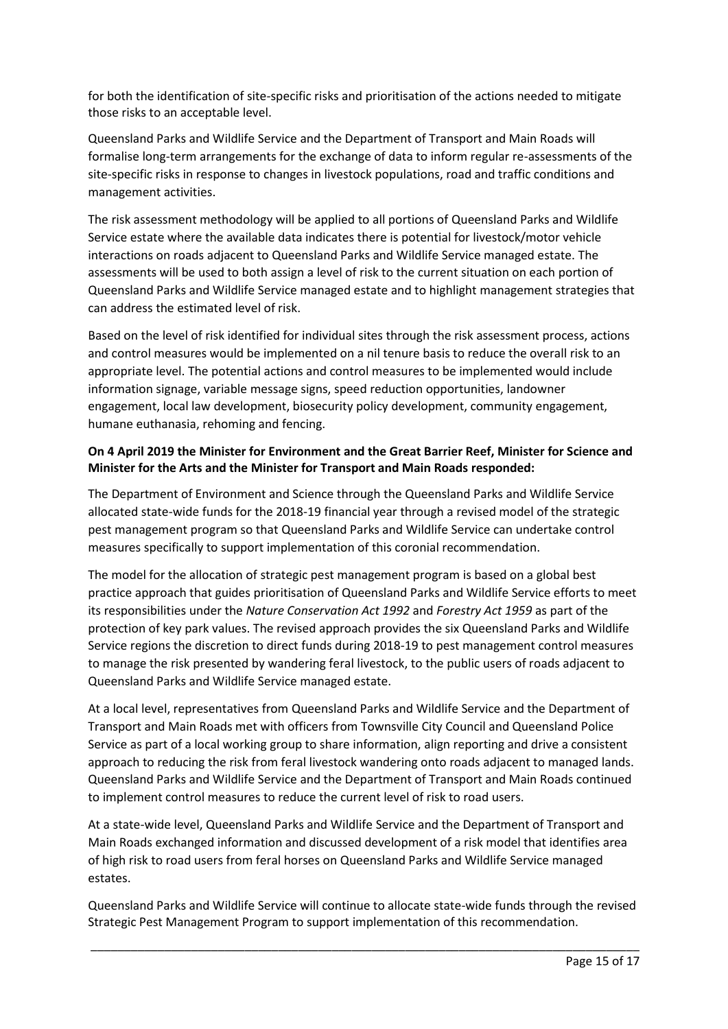for both the identification of site-specific risks and prioritisation of the actions needed to mitigate those risks to an acceptable level.

Queensland Parks and Wildlife Service and the Department of Transport and Main Roads will formalise long-term arrangements for the exchange of data to inform regular re-assessments of the site-specific risks in response to changes in livestock populations, road and traffic conditions and management activities.

The risk assessment methodology will be applied to all portions of Queensland Parks and Wildlife Service estate where the available data indicates there is potential for livestock/motor vehicle interactions on roads adjacent to Queensland Parks and Wildlife Service managed estate. The assessments will be used to both assign a level of risk to the current situation on each portion of Queensland Parks and Wildlife Service managed estate and to highlight management strategies that can address the estimated level of risk.

Based on the level of risk identified for individual sites through the risk assessment process, actions and control measures would be implemented on a nil tenure basis to reduce the overall risk to an appropriate level. The potential actions and control measures to be implemented would include information signage, variable message signs, speed reduction opportunities, landowner engagement, local law development, biosecurity policy development, community engagement, humane euthanasia, rehoming and fencing.

**On 4 April 2019 the Minister for Environment and the Great Barrier Reef, Minister for Science and Minister for the Arts and the Minister for Transport and Main Roads responded:**

The Department of Environment and Science through the Queensland Parks and Wildlife Service allocated state-wide funds for the 2018-19 financial year through a revised model of the strategic pest management program so that Queensland Parks and Wildlife Service can undertake control measures specifically to support implementation of this coronial recommendation.

The model for the allocation of strategic pest management program is based on a global best practice approach that guides prioritisation of Queensland Parks and Wildlife Service efforts to meet its responsibilities under the *Nature Conservation Act 1992* and *Forestry Act 1959* as part of the protection of key park values. The revised approach provides the six Queensland Parks and Wildlife Service regions the discretion to direct funds during 2018-19 to pest management control measures to manage the risk presented by wandering feral livestock, to the public users of roads adjacent to Queensland Parks and Wildlife Service managed estate.

At a local level, representatives from Queensland Parks and Wildlife Service and the Department of Transport and Main Roads met with officers from Townsville City Council and Queensland Police Service as part of a local working group to share information, align reporting and drive a consistent approach to reducing the risk from feral livestock wandering onto roads adjacent to managed lands. Queensland Parks and Wildlife Service and the Department of Transport and Main Roads continued to implement control measures to reduce the current level of risk to road users.

At a state-wide level, Queensland Parks and Wildlife Service and the Department of Transport and Main Roads exchanged information and discussed development of a risk model that identifies area of high risk to road users from feral horses on Queensland Parks and Wildlife Service managed estates.

Queensland Parks and Wildlife Service will continue to allocate state-wide funds through the revised Strategic Pest Management Program to support implementation of this recommendation.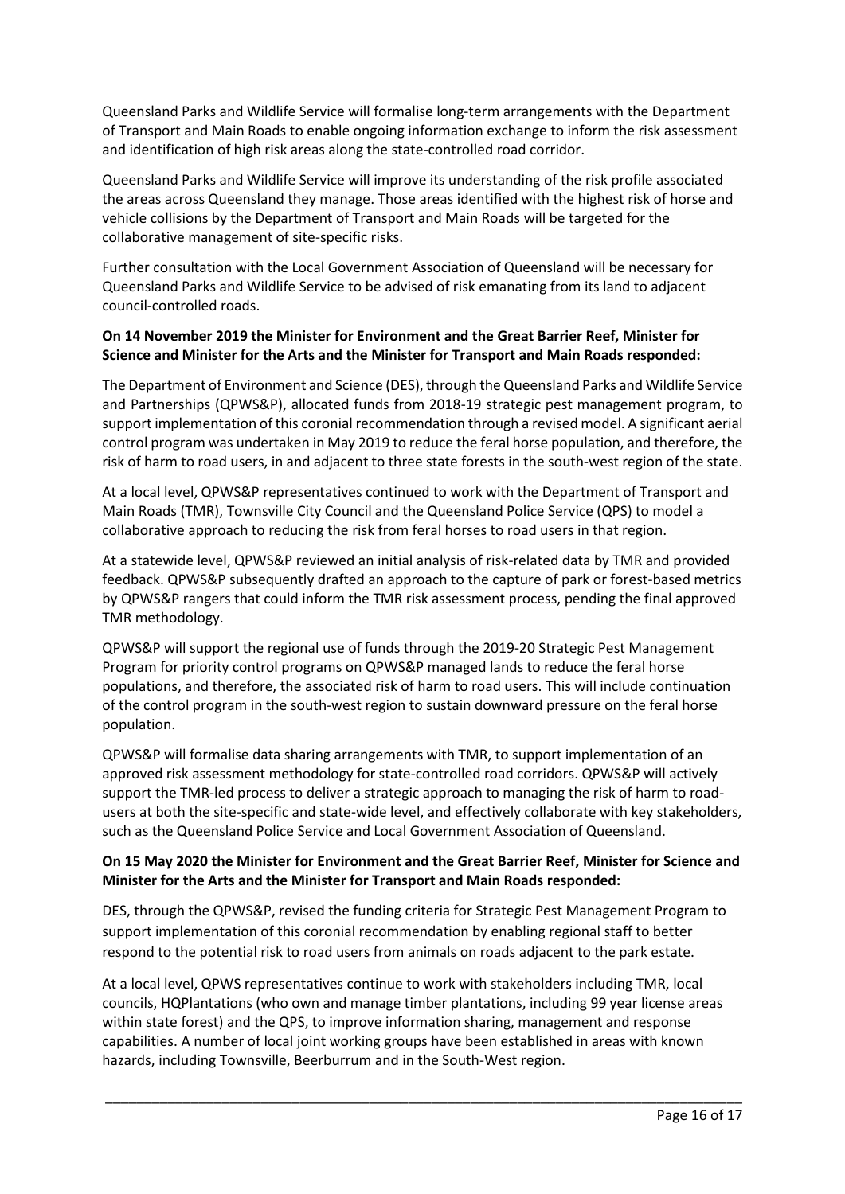Queensland Parks and Wildlife Service will formalise long-term arrangements with the Department of Transport and Main Roads to enable ongoing information exchange to inform the risk assessment and identification of high risk areas along the state-controlled road corridor.

Queensland Parks and Wildlife Service will improve its understanding of the risk profile associated the areas across Queensland they manage. Those areas identified with the highest risk of horse and vehicle collisions by the Department of Transport and Main Roads will be targeted for the collaborative management of site-specific risks.

Further consultation with the Local Government Association of Queensland will be necessary for Queensland Parks and Wildlife Service to be advised of risk emanating from its land to adjacent council-controlled roads.

**On 14 November 2019 the Minister for Environment and the Great Barrier Reef, Minister for Science and Minister for the Arts and the Minister for Transport and Main Roads responded:**

The Department of Environment and Science (DES), through the Queensland Parks and Wildlife Service and Partnerships (QPWS&P), allocated funds from 2018-19 strategic pest management program, to support implementation of this coronial recommendation through a revised model. A significant aerial control program was undertaken in May 2019 to reduce the feral horse population, and therefore, the risk of harm to road users, in and adjacent to three state forests in the south-west region of the state.

At a local level, QPWS&P representatives continued to work with the Department of Transport and Main Roads (TMR), Townsville City Council and the Queensland Police Service (QPS) to model a collaborative approach to reducing the risk from feral horses to road users in that region.

At a statewide level, QPWS&P reviewed an initial analysis of risk-related data by TMR and provided feedback. QPWS&P subsequently drafted an approach to the capture of park or forest-based metrics by QPWS&P rangers that could inform the TMR risk assessment process, pending the final approved TMR methodology.

QPWS&P will support the regional use of funds through the 2019-20 Strategic Pest Management Program for priority control programs on QPWS&P managed lands to reduce the feral horse populations, and therefore, the associated risk of harm to road users. This will include continuation of the control program in the south-west region to sustain downward pressure on the feral horse population.

QPWS&P will formalise data sharing arrangements with TMR, to support implementation of an approved risk assessment methodology for state-controlled road corridors. QPWS&P will actively support the TMR-led process to deliver a strategic approach to managing the risk of harm to road-users at both the site-specific and state-wide level, and effectively collaborate with key stakeholders, such as the Queensland Police Service and Local Government Association of Queensland.

**On 15 May 2020 the Minister for Environment and the Great Barrier Reef, Minister for Science and Minister for the Arts and the Minister for Transport and Main Roads responded:**

DES, through the QPWS&P, revised the funding criteria for Strategic Pest Management Program to support implementation of this coronial recommendation by enabling regional staff to better respond to the potential risk to road users from animals on roads adjacent to the park estate.

At a local level, QPWS representatives continue to work with stakeholders including TMR, local councils, HQPlantations (who own and manage timber plantations, including 99 year license areas within state forest) and the QPS, to improve information sharing, management and response capabilities. A number of local joint working groups have been established in areas with known hazards, including Townsville, Beerburrum and in the South-West region.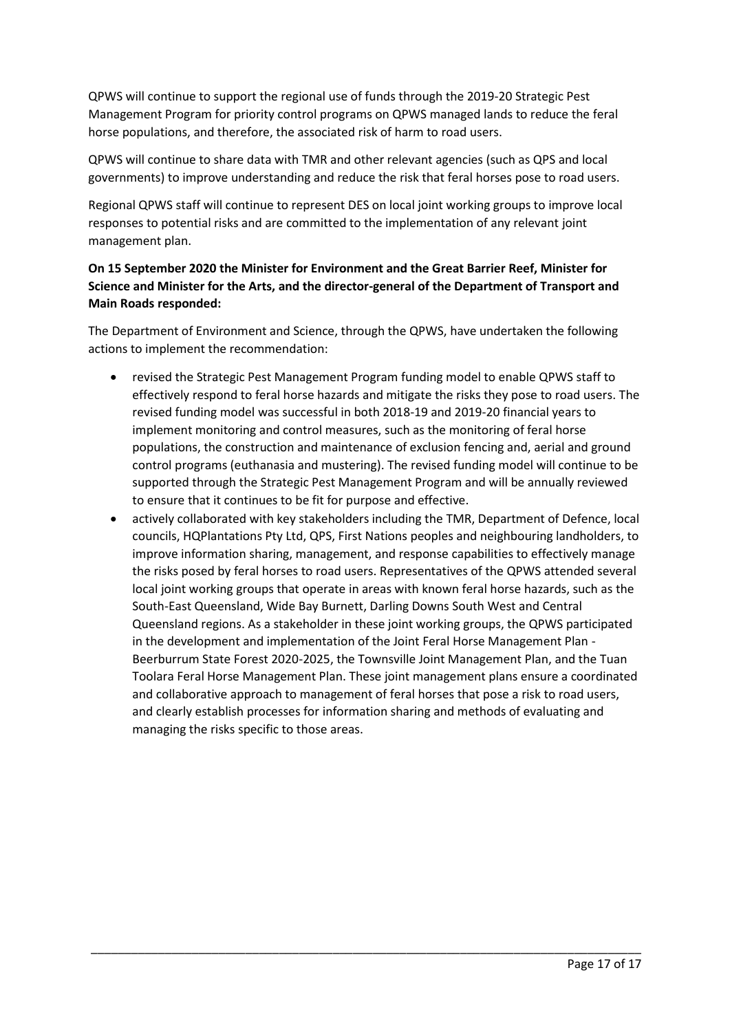QPWS will continue to support the regional use of funds through the 2019-20 Strategic Pest Management Program for priority control programs on QPWS managed lands to reduce the feral horse populations, and therefore, the associated risk of harm to road users.

QPWS will continue to share data with TMR and other relevant agencies (such as QPS and local governments) to improve understanding and reduce the risk that feral horses pose to road users.

Regional QPWS staff will continue to represent DES on local joint working groups to improve local responses to potential risks and are committed to the implementation of any relevant joint management plan.

**On 15 September 2020 the Minister for Environment and the Great Barrier Reef, Minister for Science and Minister for the Arts, and the director-general of the Department of Transport and Main Roads responded:**

The Department of Environment and Science, through the QPWS, have undertaken the following actions to implement the recommendation:

- revised the Strategic Pest Management Program funding model to enable QPWS staff to effectively respond to feral horse hazards and mitigate the risks they pose to road users. The revised funding model was successful in both 2018-19 and 2019-20 financial years to implement monitoring and control measures, such as the monitoring of feral horse populations, the construction and maintenance of exclusion fencing and, aerial and ground control programs (euthanasia and mustering). The revised funding model will continue to be supported through the Strategic Pest Management Program and will be annually reviewed to ensure that it continues to be fit for purpose and effective.
- actively collaborated with key stakeholders including the TMR, Department of Defence, local councils, HQPlantations Pty Ltd, QPS, First Nations peoples and neighbouring landholders, to improve information sharing, management, and response capabilities to effectively manage the risks posed by feral horses to road users. Representatives of the QPWS attended several local joint working groups that operate in areas with known feral horse hazards, such as the South-East Queensland, Wide Bay Burnett, Darling Downs South West and Central Queensland regions. As a stakeholder in these joint working groups, the QPWS participated in the development and implementation of the Joint Feral Horse Management Plan - Beerburrum State Forest 2020-2025, the Townsville Joint Management Plan, and the Tuan Toolara Feral Horse Management Plan. These joint management plans ensure a coordinated and collaborative approach to management of feral horses that pose a risk to road users, and clearly establish processes for information sharing and methods of evaluating and managing the risks specific to those areas.